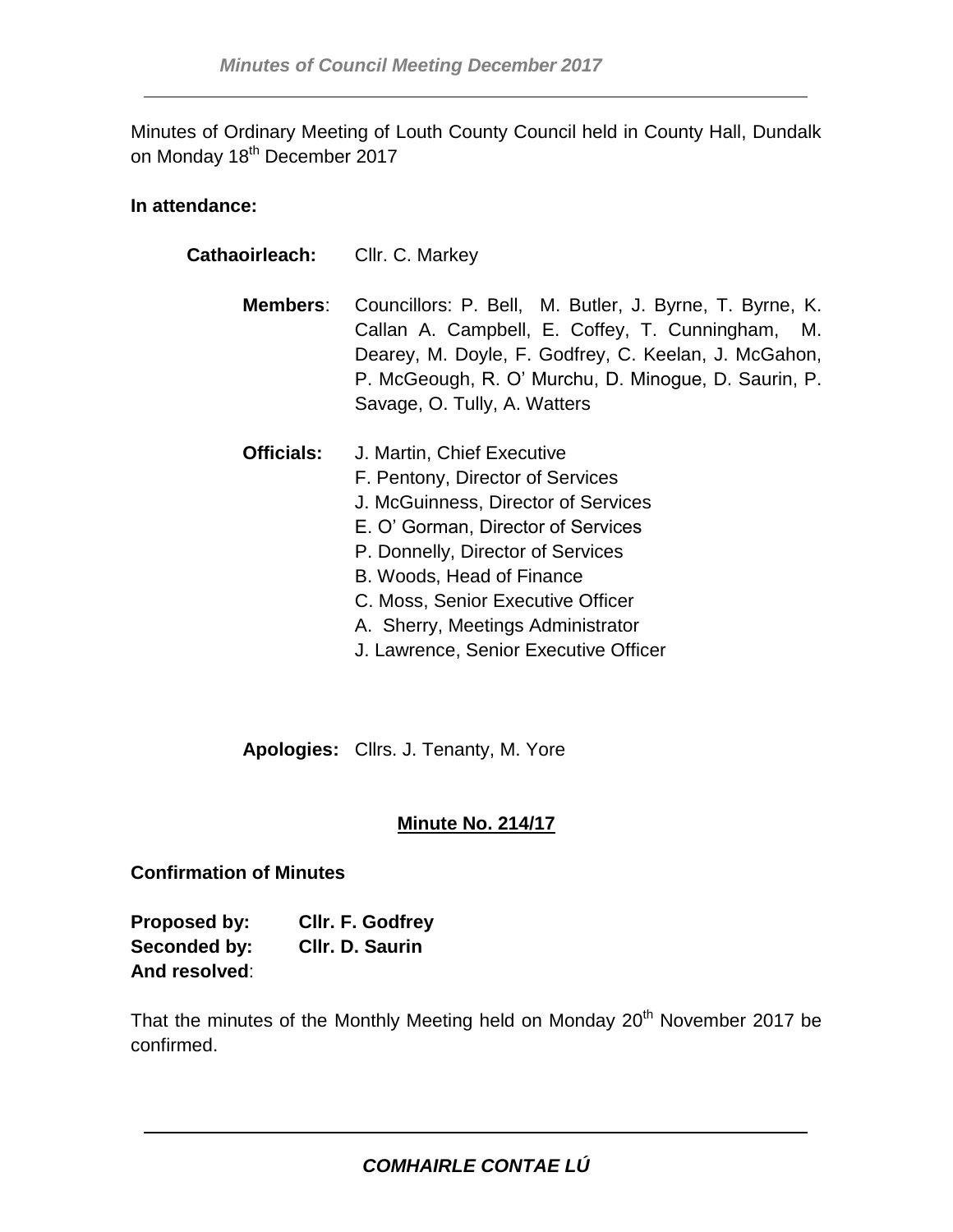Minutes of Ordinary Meeting of Louth County Council held in County Hall, Dundalk on Monday 18th December 2017

**In attendance:**

**Cathaoirleach:** Cllr. C. Markey

**Members**: Councillors: P. Bell, M. Butler, J. Byrne, T. Byrne, K. Callan A. Campbell, E. Coffey, T. Cunningham, M. Dearey, M. Doyle, F. Godfrey, C. Keelan, J. McGahon, P. McGeough, R. O' Murchu, D. Minogue, D. Saurin, P. Savage, O. Tully, A. Watters

**Officials:** J. Martin, Chief Executive
F. Pentony, Director of Services
J. McGuinness, Director of Services
E. O' Gorman, Director of Services
P. Donnelly, Director of Services
B. Woods, Head of Finance
C. Moss, Senior Executive Officer
A. Sherry, Meetings Administrator
J. Lawrence, Senior Executive Officer

**Apologies:** Cllrs. J. Tenanty, M. Yore

## Minute No. 214/17

**Confirmation of Minutes**

**Proposed by:** **Cllr. F. Godfrey**
**Seconded by:** **Cllr. D. Saurin**
**And resolved**:

That the minutes of the Monthly Meeting held on Monday 20th November 2017 be confirmed.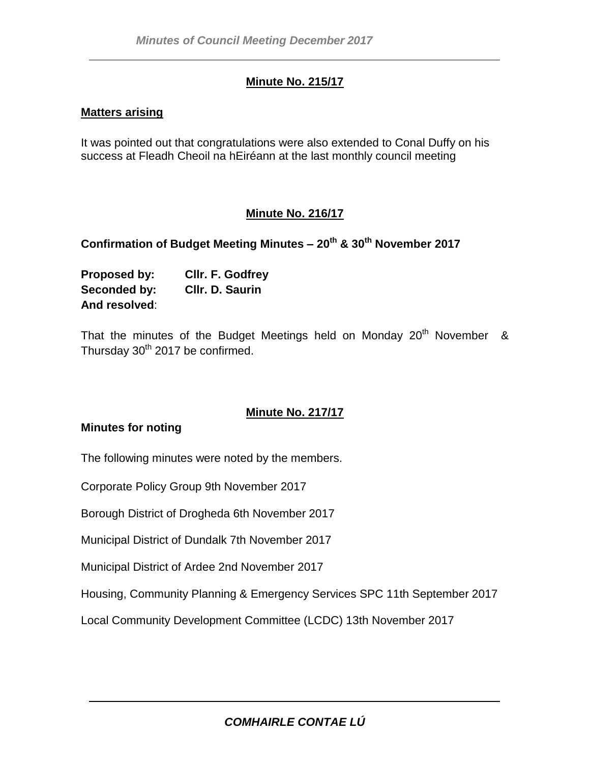**Minute No. 215/17**

**Matters arising**

It was pointed out that congratulations were also extended to Conal Duffy on his success at Fleadh Cheoil na hEiréann at the last monthly council meeting

**Minute No. 216/17**

**Confirmation of Budget Meeting Minutes – 20th & 30th November 2017**

**Proposed by:** **Cllr. F. Godfrey**
**Seconded by:** **Cllr. D. Saurin**
**And resolved**:

That the minutes of the Budget Meetings held on Monday 20th November & Thursday 30th 2017 be confirmed.

**Minute No. 217/17**

**Minutes for noting**

The following minutes were noted by the members.

Corporate Policy Group 9th November 2017

Borough District of Drogheda 6th November 2017

Municipal District of Dundalk 7th November 2017

Municipal District of Ardee 2nd November 2017

Housing, Community Planning & Emergency Services SPC 11th September 2017

Local Community Development Committee (LCDC) 13th November 2017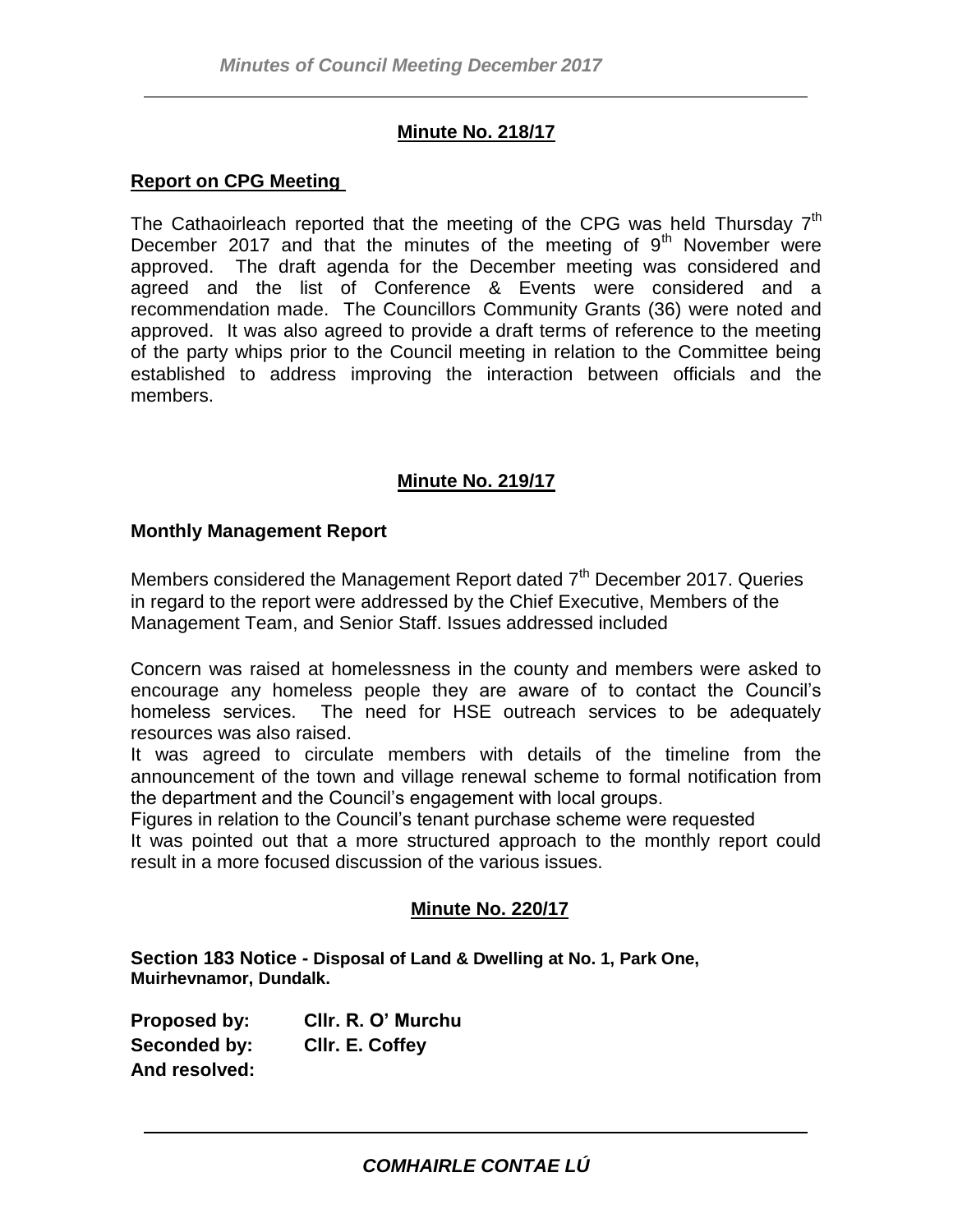## Minute No. 218/17

**Report on CPG Meeting**

The Cathaoirleach reported that the meeting of the CPG was held Thursday 7th December 2017 and that the minutes of the meeting of 9th November were approved. The draft agenda for the December meeting was considered and agreed and the list of Conference & Events were considered and a recommendation made. The Councillors Community Grants (36) were noted and approved. It was also agreed to provide a draft terms of reference to the meeting of the party whips prior to the Council meeting in relation to the Committee being established to address improving the interaction between officials and the members.

## Minute No. 219/17

**Monthly Management Report**

Members considered the Management Report dated 7th December 2017. Queries in regard to the report were addressed by the Chief Executive, Members of the Management Team, and Senior Staff. Issues addressed included

Concern was raised at homelessness in the county and members were asked to encourage any homeless people they are aware of to contact the Council's homeless services. The need for HSE outreach services to be adequately resources was also raised.

It was agreed to circulate members with details of the timeline from the announcement of the town and village renewal scheme to formal notification from the department and the Council's engagement with local groups.

Figures in relation to the Council's tenant purchase scheme were requested

It was pointed out that a more structured approach to the monthly report could result in a more focused discussion of the various issues.

## Minute No. 220/17

**Section 183 Notice - Disposal of Land & Dwelling at No. 1, Park One, Muirhevnamor, Dundalk.**

**Proposed by:** **Cllr. R. O' Murchu**
**Seconded by:** **Cllr. E. Coffey**
**And resolved:**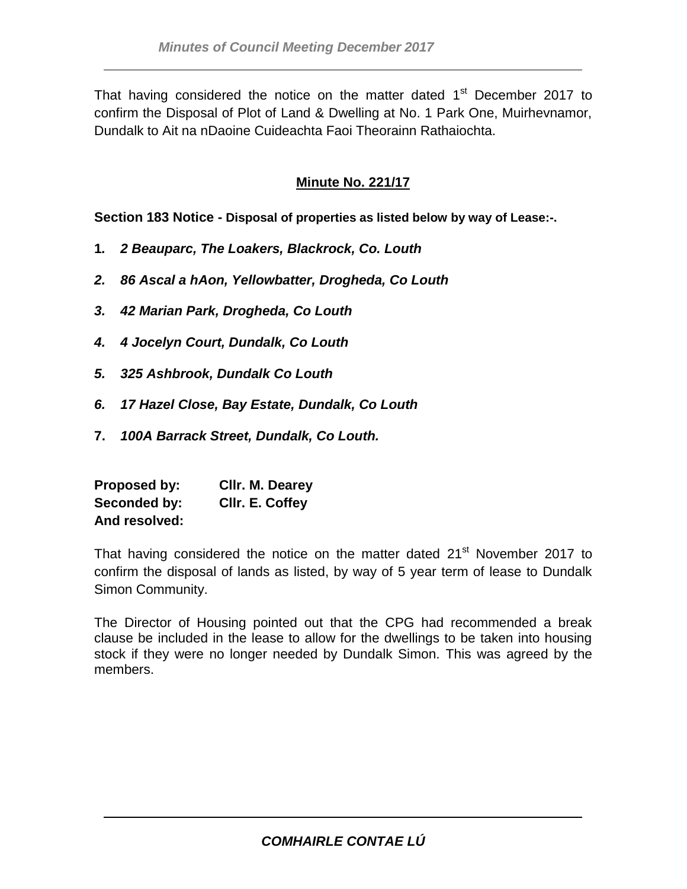That having considered the notice on the matter dated 1st December 2017 to confirm the Disposal of Plot of Land & Dwelling at No. 1 Park One, Muirhevnamor, Dundalk to Ait na nDaoine Cuideachta Faoi Theorainn Rathaiochta.

## Minute No. 221/17

**Section 183 Notice - Disposal of properties as listed below by way of Lease:-.**

1. ***2 Beauparc, The Loakers, Blackrock, Co. Louth***
2. ***86 Ascal a hAon, Yellowbatter, Drogheda, Co Louth***
3. ***42 Marian Park, Drogheda, Co Louth***
4. ***4 Jocelyn Court, Dundalk, Co Louth***
5. ***325 Ashbrook, Dundalk Co Louth***
6. ***17 Hazel Close, Bay Estate, Dundalk, Co Louth***
7. ***100A Barrack Street, Dundalk, Co Louth.***

**Proposed by:** **Cllr. M. Dearey**
**Seconded by:** **Cllr. E. Coffey**
**And resolved:**

That having considered the notice on the matter dated 21st November 2017 to confirm the disposal of lands as listed, by way of 5 year term of lease to Dundalk Simon Community.

The Director of Housing pointed out that the CPG had recommended a break clause be included in the lease to allow for the dwellings to be taken into housing stock if they were no longer needed by Dundalk Simon. This was agreed by the members.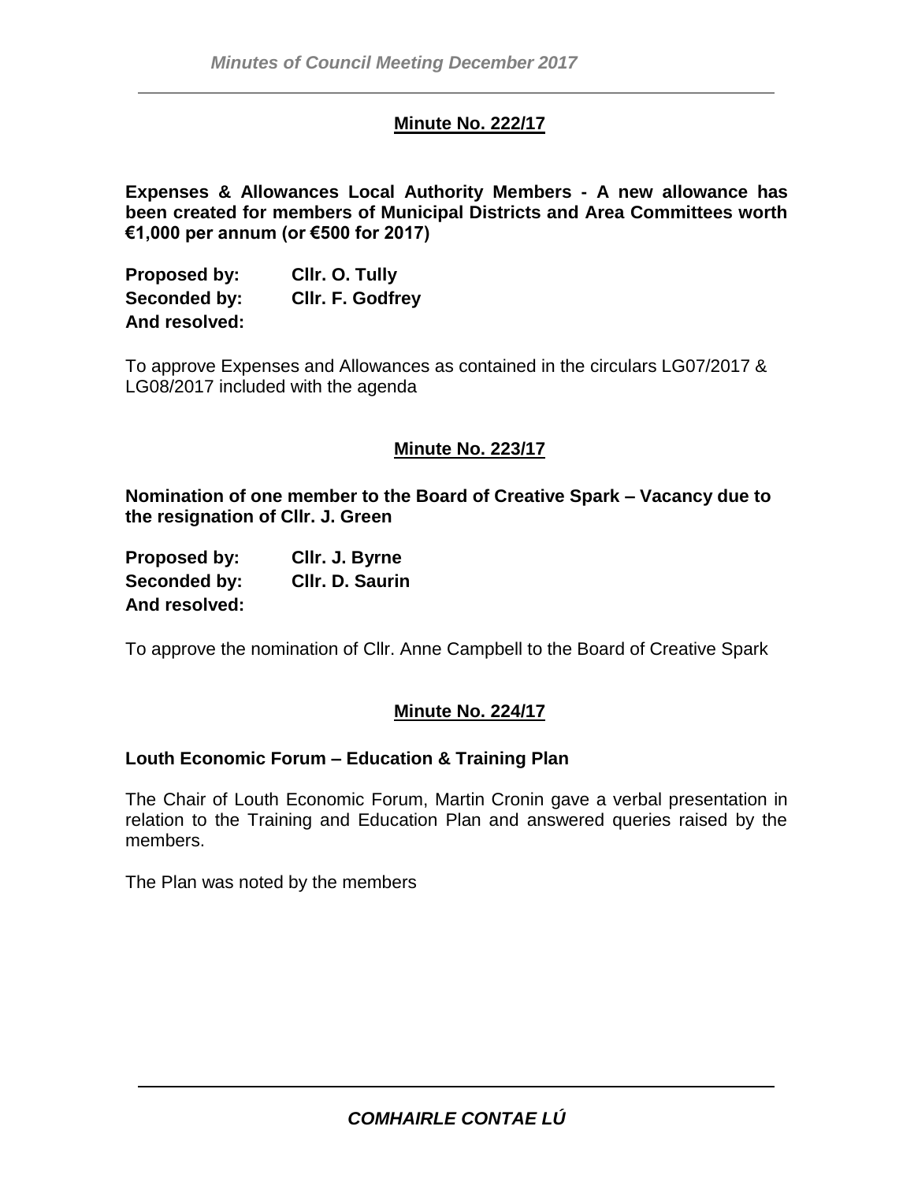## Minute No. 222/17

**Expenses & Allowances Local Authority Members - A new allowance has been created for members of Municipal Districts and Area Committees worth €1,000 per annum (or €500 for 2017)**

**Proposed by:** **Cllr. O. Tully**
**Seconded by:** **Cllr. F. Godfrey**
**And resolved:**

To approve Expenses and Allowances as contained in the circulars LG07/2017 & LG08/2017 included with the agenda

## Minute No. 223/17

**Nomination of one member to the Board of Creative Spark – Vacancy due to the resignation of Cllr. J. Green**

**Proposed by:** **Cllr. J. Byrne**
**Seconded by:** **Cllr. D. Saurin**
**And resolved:**

To approve the nomination of Cllr. Anne Campbell to the Board of Creative Spark

## Minute No. 224/17

**Louth Economic Forum – Education & Training Plan**

The Chair of Louth Economic Forum, Martin Cronin gave a verbal presentation in relation to the Training and Education Plan and answered queries raised by the members.

The Plan was noted by the members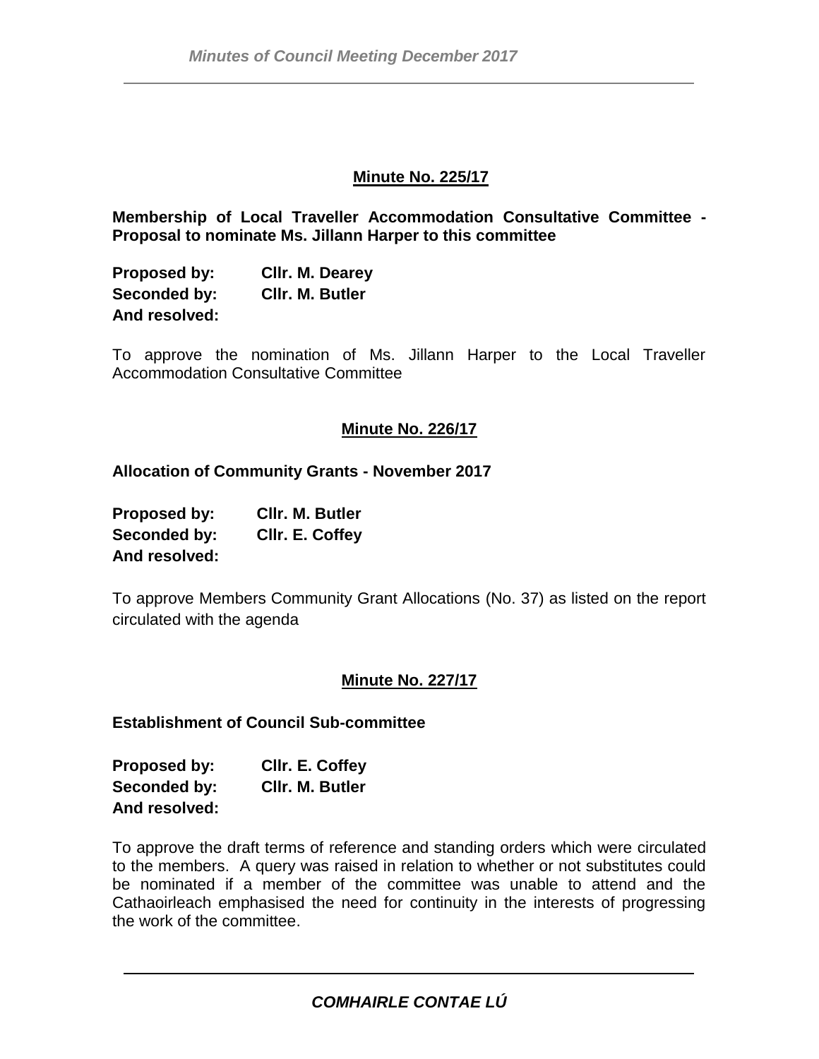## Minute No. 225/17

**Membership of Local Traveller Accommodation Consultative Committee - Proposal to nominate Ms. Jillann Harper to this committee**

**Proposed by:** **Cllr. M. Dearey**
**Seconded by:** **Cllr. M. Butler**
**And resolved:**

To approve the nomination of Ms. Jillann Harper to the Local Traveller Accommodation Consultative Committee

## Minute No. 226/17

**Allocation of Community Grants - November 2017**

**Proposed by:** **Cllr. M. Butler**
**Seconded by:** **Cllr. E. Coffey**
**And resolved:**

To approve Members Community Grant Allocations (No. 37) as listed on the report circulated with the agenda

## Minute No. 227/17

**Establishment of Council Sub-committee**

**Proposed by:** **Cllr. E. Coffey**
**Seconded by:** **Cllr. M. Butler**
**And resolved:**

To approve the draft terms of reference and standing orders which were circulated to the members. A query was raised in relation to whether or not substitutes could be nominated if a member of the committee was unable to attend and the Cathaoirleach emphasised the need for continuity in the interests of progressing the work of the committee.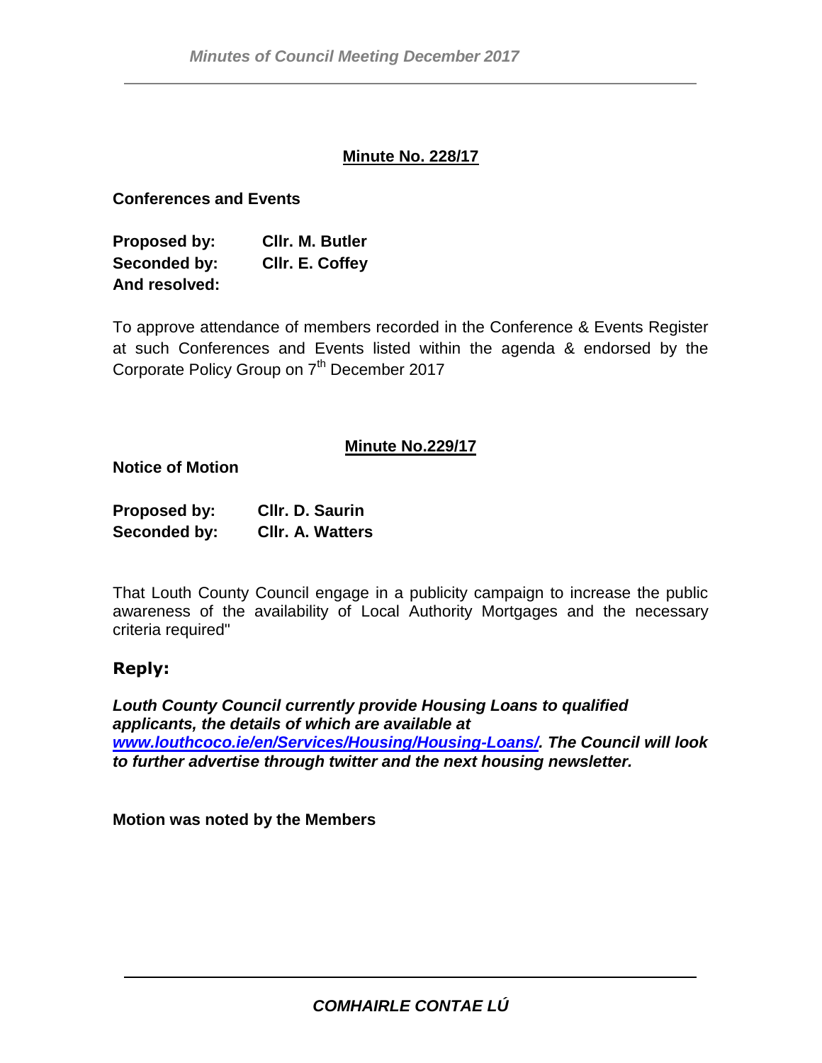## Minute No. 228/17

**Conferences and Events**

**Proposed by:** **Cllr. M. Butler**
**Seconded by:** **Cllr. E. Coffey**
**And resolved:**

To approve attendance of members recorded in the Conference & Events Register at such Conferences and Events listed within the agenda & endorsed by the Corporate Policy Group on 7th December 2017

## Minute No.229/17

**Notice of Motion**

**Proposed by:** **Cllr. D. Saurin**
**Seconded by:** **Cllr. A. Watters**

That Louth County Council engage in a publicity campaign to increase the public awareness of the availability of Local Authority Mortgages and the necessary criteria required"

### Reply:

***Louth County Council currently provide Housing Loans to qualified applicants, the details of which are available at [www.louthcoco.ie/en/Services/Housing/Housing-Loans/](www.louthcoco.ie/en/Services/Housing/Housing-Loans/). The Council will look to further advertise through twitter and the next housing newsletter.***

**Motion was noted by the Members**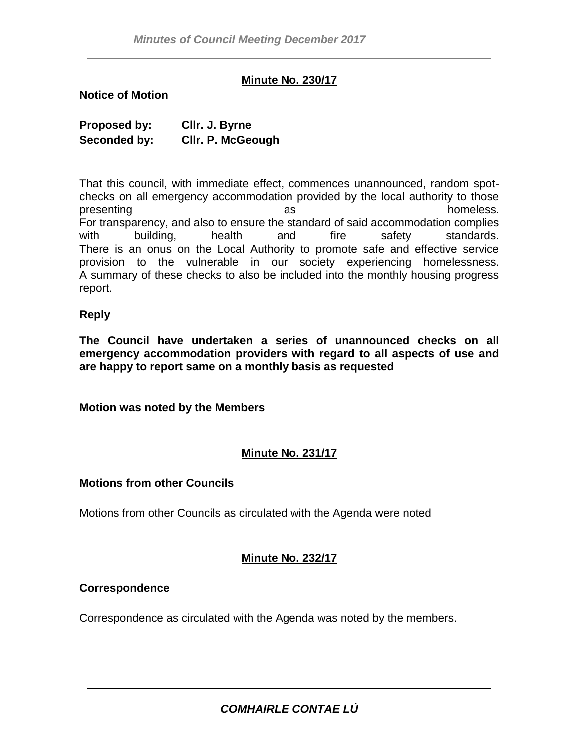**Minute No. 230/17**

**Notice of Motion**

**Proposed by:** **Cllr. J. Byrne**
**Seconded by:** **Cllr. P. McGeough**

That this council, with immediate effect, commences unannounced, random spot-checks on all emergency accommodation provided by the local authority to those presenting as homeless.
For transparency, and also to ensure the standard of said accommodation complies with building, health and fire safety standards.
There is an onus on the Local Authority to promote safe and effective service provision to the vulnerable in our society experiencing homelessness.
A summary of these checks to also be included into the monthly housing progress report.

**Reply**

**The Council have undertaken a series of unannounced checks on all emergency accommodation providers with regard to all aspects of use and are happy to report same on a monthly basis as requested**

**Motion was noted by the Members**

**Minute No. 231/17**

**Motions from other Councils**

Motions from other Councils as circulated with the Agenda were noted

**Minute No. 232/17**

**Correspondence**

Correspondence as circulated with the Agenda was noted by the members.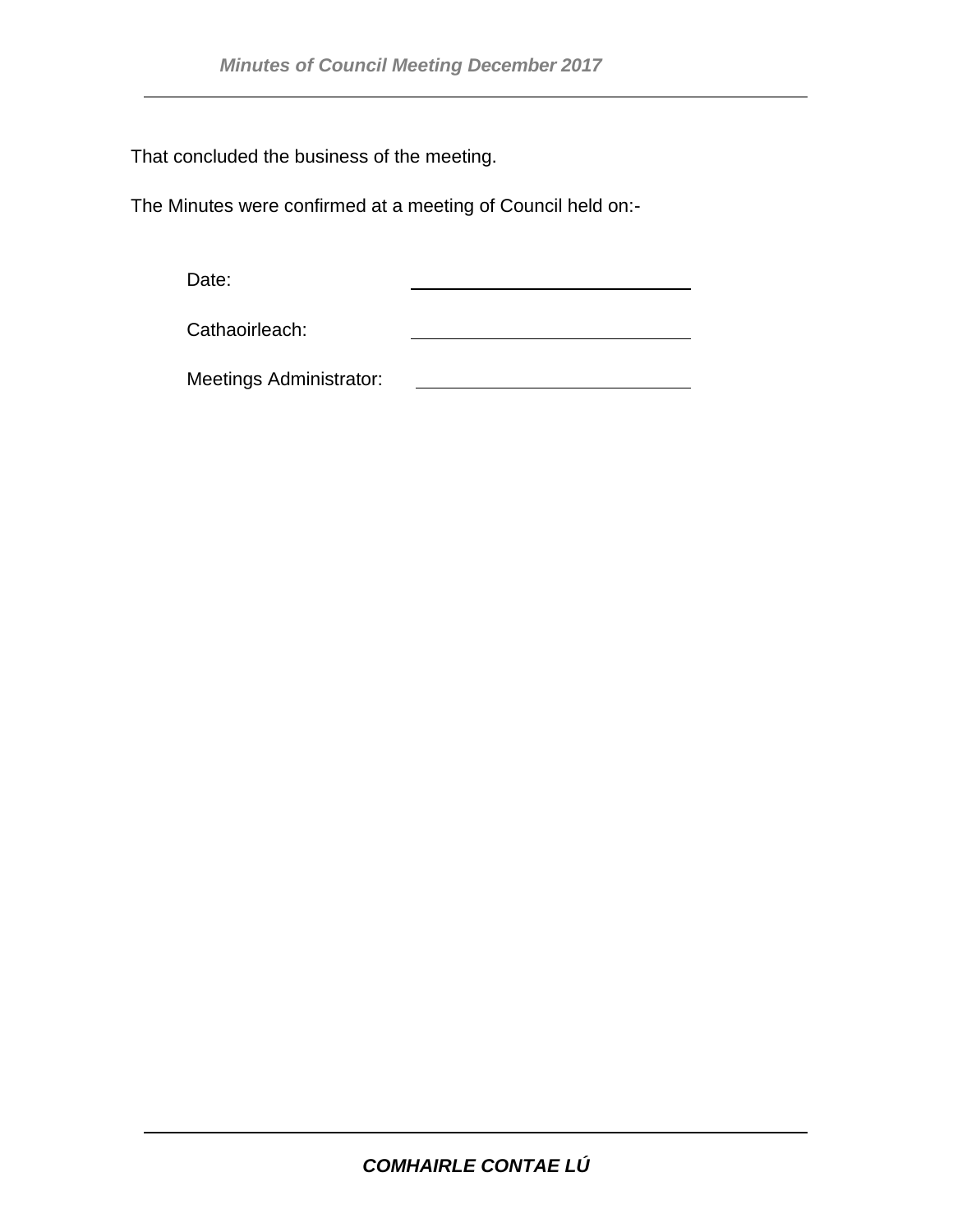That concluded the business of the meeting.

The Minutes were confirmed at a meeting of Council held on:-

Date: \_\_\_\_\_\_\_\_\_\_\_\_\_\_\_\_\_\_\_\_\_\_\_\_\_\_\_\_

Cathaoirleach: \_\_\_\_\_\_\_\_\_\_\_\_\_\_\_\_\_\_\_\_\_\_\_\_\_\_\_\_

Meetings Administrator: \_\_\_\_\_\_\_\_\_\_\_\_\_\_\_\_\_\_\_\_\_\_\_\_\_\_\_\_